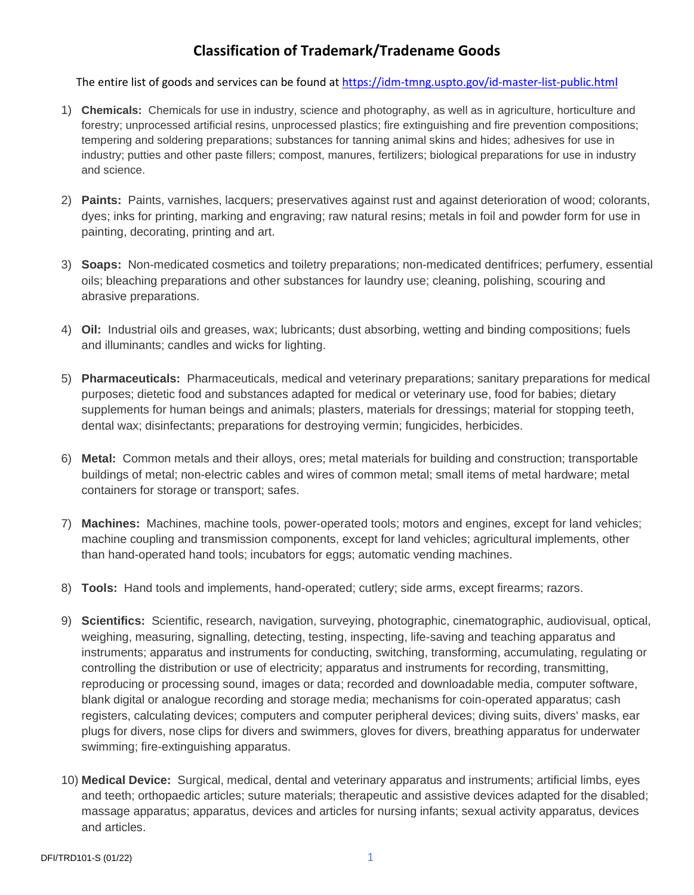# Classification of Trademark/Tradename Goods

The entire list of goods and services can be found at https://idm-tmng.uspto.gov/id-master-list-public.html

1) **Chemicals:** Chemicals for use in industry, science and photography, as well as in agriculture, horticulture and forestry; unprocessed artificial resins, unprocessed plastics; fire extinguishing and fire prevention compositions; tempering and soldering preparations; substances for tanning animal skins and hides; adhesives for use in industry; putties and other paste fillers; compost, manures, fertilizers; biological preparations for use in industry and science.

2) **Paints:** Paints, varnishes, lacquers; preservatives against rust and against deterioration of wood; colorants, dyes; inks for printing, marking and engraving; raw natural resins; metals in foil and powder form for use in painting, decorating, printing and art.

3) **Soaps:** Non-medicated cosmetics and toiletry preparations; non-medicated dentifrices; perfumery, essential oils; bleaching preparations and other substances for laundry use; cleaning, polishing, scouring and abrasive preparations.

4) **Oil:** Industrial oils and greases, wax; lubricants; dust absorbing, wetting and binding compositions; fuels and illuminants; candles and wicks for lighting.

5) **Pharmaceuticals:** Pharmaceuticals, medical and veterinary preparations; sanitary preparations for medical purposes; dietetic food and substances adapted for medical or veterinary use, food for babies; dietary supplements for human beings and animals; plasters, materials for dressings; material for stopping teeth, dental wax; disinfectants; preparations for destroying vermin; fungicides, herbicides.

6) **Metal:** Common metals and their alloys, ores; metal materials for building and construction; transportable buildings of metal; non-electric cables and wires of common metal; small items of metal hardware; metal containers for storage or transport; safes.

7) **Machines:** Machines, machine tools, power-operated tools; motors and engines, except for land vehicles; machine coupling and transmission components, except for land vehicles; agricultural implements, other than hand-operated hand tools; incubators for eggs; automatic vending machines.

8) **Tools:** Hand tools and implements, hand-operated; cutlery; side arms, except firearms; razors.

9) **Scientifics:** Scientific, research, navigation, surveying, photographic, cinematographic, audiovisual, optical, weighing, measuring, signalling, detecting, testing, inspecting, life-saving and teaching apparatus and instruments; apparatus and instruments for conducting, switching, transforming, accumulating, regulating or controlling the distribution or use of electricity; apparatus and instruments for recording, transmitting, reproducing or processing sound, images or data; recorded and downloadable media, computer software, blank digital or analogue recording and storage media; mechanisms for coin-operated apparatus; cash registers, calculating devices; computers and computer peripheral devices; diving suits, divers' masks, ear plugs for divers, nose clips for divers and swimmers, gloves for divers, breathing apparatus for underwater swimming; fire-extinguishing apparatus.

10) **Medical Device:** Surgical, medical, dental and veterinary apparatus and instruments; artificial limbs, eyes and teeth; orthopaedic articles; suture materials; therapeutic and assistive devices adapted for the disabled; massage apparatus; apparatus, devices and articles for nursing infants; sexual activity apparatus, devices and articles.

DFI/TRD101-S (01/22)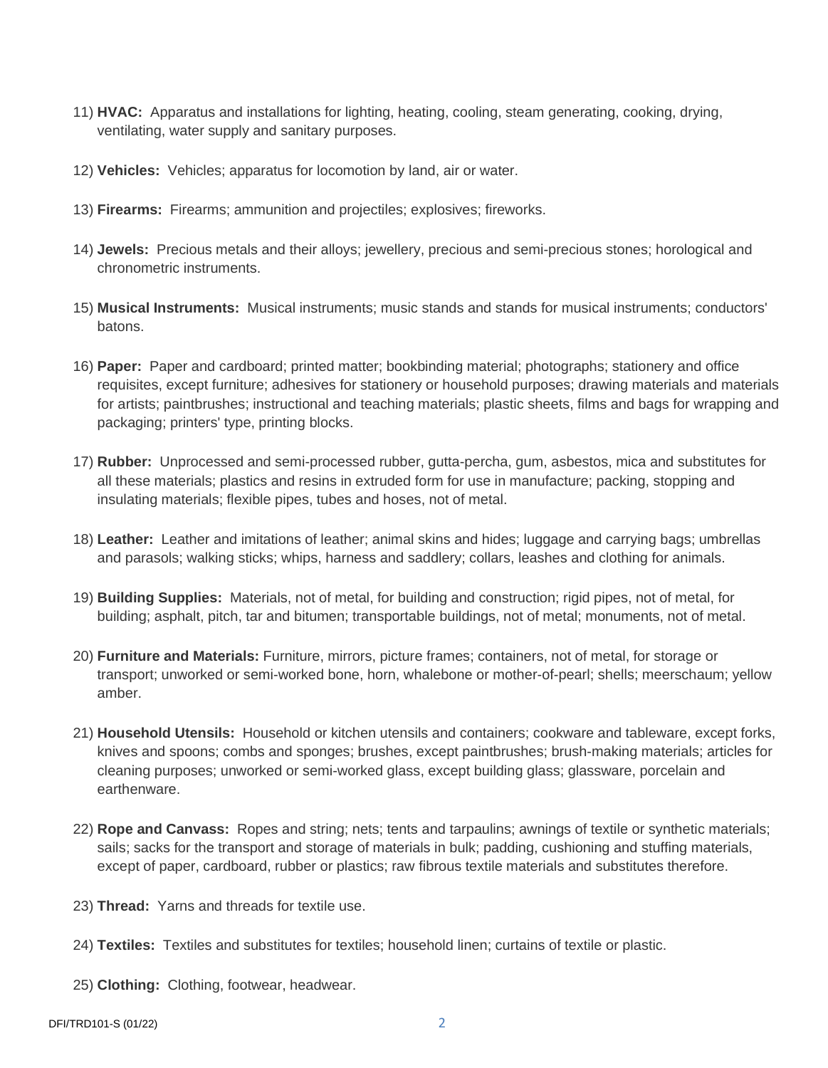11) **HVAC:** Apparatus and installations for lighting, heating, cooling, steam generating, cooking, drying, ventilating, water supply and sanitary purposes.

12) **Vehicles:** Vehicles; apparatus for locomotion by land, air or water.

13) **Firearms:** Firearms; ammunition and projectiles; explosives; fireworks.

14) **Jewels:** Precious metals and their alloys; jewellery, precious and semi-precious stones; horological and chronometric instruments.

15) **Musical Instruments:** Musical instruments; music stands and stands for musical instruments; conductors' batons.

16) **Paper:** Paper and cardboard; printed matter; bookbinding material; photographs; stationery and office requisites, except furniture; adhesives for stationery or household purposes; drawing materials and materials for artists; paintbrushes; instructional and teaching materials; plastic sheets, films and bags for wrapping and packaging; printers' type, printing blocks.

17) **Rubber:** Unprocessed and semi-processed rubber, gutta-percha, gum, asbestos, mica and substitutes for all these materials; plastics and resins in extruded form for use in manufacture; packing, stopping and insulating materials; flexible pipes, tubes and hoses, not of metal.

18) **Leather:** Leather and imitations of leather; animal skins and hides; luggage and carrying bags; umbrellas and parasols; walking sticks; whips, harness and saddlery; collars, leashes and clothing for animals.

19) **Building Supplies:** Materials, not of metal, for building and construction; rigid pipes, not of metal, for building; asphalt, pitch, tar and bitumen; transportable buildings, not of metal; monuments, not of metal.

20) **Furniture and Materials:** Furniture, mirrors, picture frames; containers, not of metal, for storage or transport; unworked or semi-worked bone, horn, whalebone or mother-of-pearl; shells; meerschaum; yellow amber.

21) **Household Utensils:** Household or kitchen utensils and containers; cookware and tableware, except forks, knives and spoons; combs and sponges; brushes, except paintbrushes; brush-making materials; articles for cleaning purposes; unworked or semi-worked glass, except building glass; glassware, porcelain and earthenware.

22) **Rope and Canvass:** Ropes and string; nets; tents and tarpaulins; awnings of textile or synthetic materials; sails; sacks for the transport and storage of materials in bulk; padding, cushioning and stuffing materials, except of paper, cardboard, rubber or plastics; raw fibrous textile materials and substitutes therefore.

23) **Thread:** Yarns and threads for textile use.

24) **Textiles:** Textiles and substitutes for textiles; household linen; curtains of textile or plastic.

25) **Clothing:** Clothing, footwear, headwear.

DFI/TRD101-S (01/22)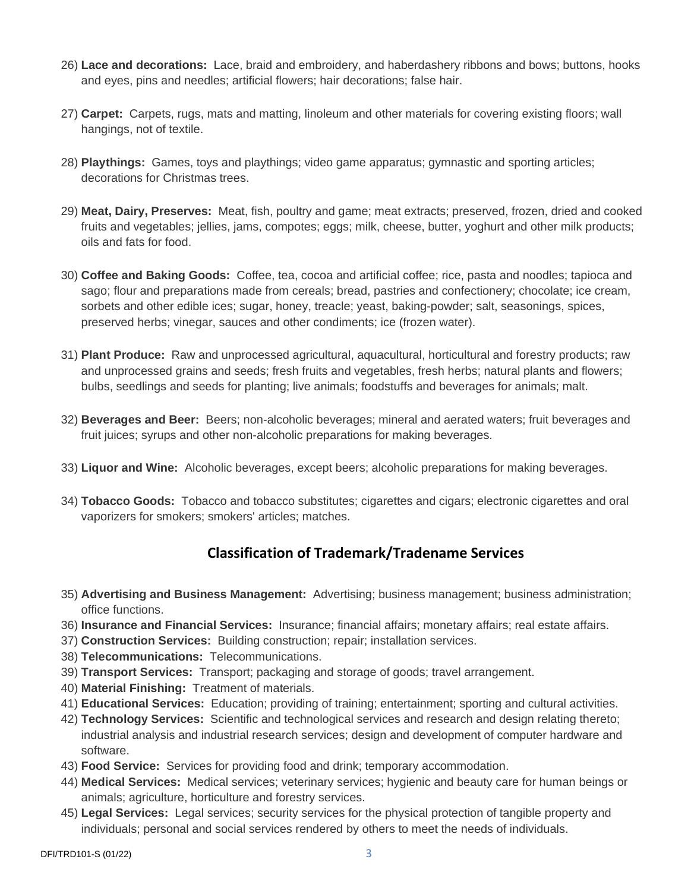26) **Lace and decorations:** Lace, braid and embroidery, and haberdashery ribbons and bows; buttons, hooks and eyes, pins and needles; artificial flowers; hair decorations; false hair.

27) **Carpet:** Carpets, rugs, mats and matting, linoleum and other materials for covering existing floors; wall hangings, not of textile.

28) **Playthings:** Games, toys and playthings; video game apparatus; gymnastic and sporting articles; decorations for Christmas trees.

29) **Meat, Dairy, Preserves:** Meat, fish, poultry and game; meat extracts; preserved, frozen, dried and cooked fruits and vegetables; jellies, jams, compotes; eggs; milk, cheese, butter, yoghurt and other milk products; oils and fats for food.

30) **Coffee and Baking Goods:** Coffee, tea, cocoa and artificial coffee; rice, pasta and noodles; tapioca and sago; flour and preparations made from cereals; bread, pastries and confectionery; chocolate; ice cream, sorbets and other edible ices; sugar, honey, treacle; yeast, baking-powder; salt, seasonings, spices, preserved herbs; vinegar, sauces and other condiments; ice (frozen water).

31) **Plant Produce:** Raw and unprocessed agricultural, aquacultural, horticultural and forestry products; raw and unprocessed grains and seeds; fresh fruits and vegetables, fresh herbs; natural plants and flowers; bulbs, seedlings and seeds for planting; live animals; foodstuffs and beverages for animals; malt.

32) **Beverages and Beer:** Beers; non-alcoholic beverages; mineral and aerated waters; fruit beverages and fruit juices; syrups and other non-alcoholic preparations for making beverages.

33) **Liquor and Wine:** Alcoholic beverages, except beers; alcoholic preparations for making beverages.

34) **Tobacco Goods:** Tobacco and tobacco substitutes; cigarettes and cigars; electronic cigarettes and oral vaporizers for smokers; smokers' articles; matches.

## Classification of Trademark/Tradename Services

35) **Advertising and Business Management:** Advertising; business management; business administration; office functions.
36) **Insurance and Financial Services:** Insurance; financial affairs; monetary affairs; real estate affairs.
37) **Construction Services:** Building construction; repair; installation services.
38) **Telecommunications:** Telecommunications.
39) **Transport Services:** Transport; packaging and storage of goods; travel arrangement.
40) **Material Finishing:** Treatment of materials.
41) **Educational Services:** Education; providing of training; entertainment; sporting and cultural activities.
42) **Technology Services:** Scientific and technological services and research and design relating thereto; industrial analysis and industrial research services; design and development of computer hardware and software.
43) **Food Service:** Services for providing food and drink; temporary accommodation.
44) **Medical Services:** Medical services; veterinary services; hygienic and beauty care for human beings or animals; agriculture, horticulture and forestry services.
45) **Legal Services:** Legal services; security services for the physical protection of tangible property and individuals; personal and social services rendered by others to meet the needs of individuals.

DFI/TRD101-S (01/22)